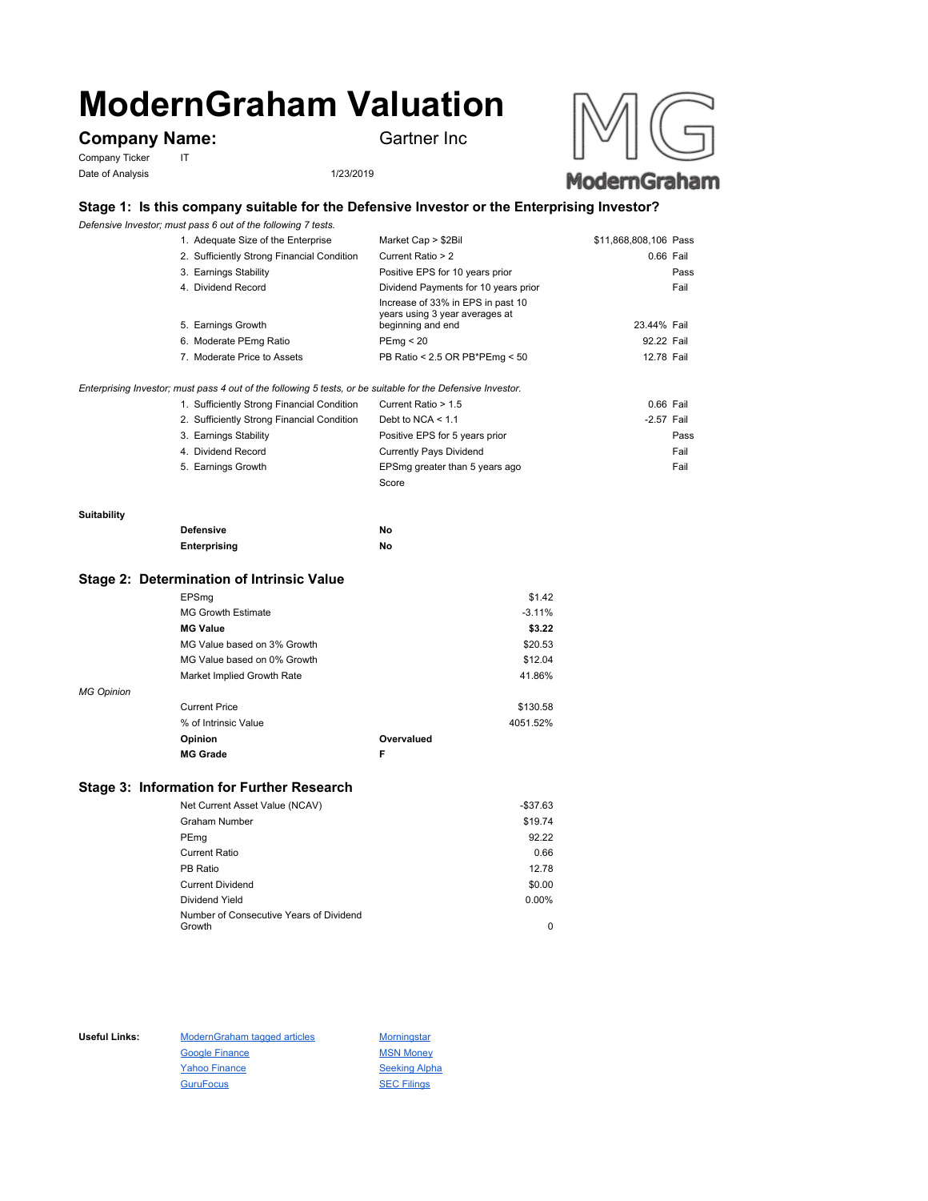# ModernGraham Valuation

## Company Name: Gartner Inc

Company Ticker: IT

Date of Analysis: 1/23/2019

### Stage 1: Is this company suitable for the Defensive Investor or the Enterprising Investor?

*Defensive Investor; must pass 6 out of the following 7 tests.*

| Test | Criteria | Value | Result |
|---|---|---|---|
| 1. Adequate Size of the Enterprise | Market Cap > $2Bil | $11,868,808,106 | Pass |
| 2. Sufficiently Strong Financial Condition | Current Ratio > 2 | 0.66 | Fail |
| 3. Earnings Stability | Positive EPS for 10 years prior | | Pass |
| 4. Dividend Record | Dividend Payments for 10 years prior | | Fail |
| 5. Earnings Growth | Increase of 33% in EPS in past 10 years using 3 year averages at beginning and end | 23.44% | Fail |
| 6. Moderate PEmg Ratio | PEmg < 20 | 92.22 | Fail |
| 7. Moderate Price to Assets | PB Ratio < 2.5 OR PB*PEmg < 50 | 12.78 | Fail |

*Enterprising Investor; must pass 4 out of the following 5 tests, or be suitable for the Defensive Investor.*

| Test | Criteria | Value | Result |
|---|---|---|---|
| 1. Sufficiently Strong Financial Condition | Current Ratio > 1.5 | 0.66 | Fail |
| 2. Sufficiently Strong Financial Condition | Debt to NCA < 1.1 | -2.57 | Fail |
| 3. Earnings Stability | Positive EPS for 5 years prior | | Pass |
| 4. Dividend Record | Currently Pays Dividend | | Fail |
| 5. Earnings Growth | EPSmg greater than 5 years ago | | Fail |
| | Score | | |

**Suitability**

| | |
|---|---|
| **Defensive** | **No** |
| **Enterprising** | **No** |

### Stage 2: Determination of Intrinsic Value

| | |
|---|---|
| EPSmg | $1.42 |
| MG Growth Estimate | -3.11% |
| **MG Value** | **$3.22** |
| MG Value based on 3% Growth | $20.53 |
| MG Value based on 0% Growth | $12.04 |
| Market Implied Growth Rate | 41.86% |

*MG Opinion*

| | | |
|---|---|---|
| Current Price | | $130.58 |
| % of Intrinsic Value | | 4051.52% |
| **Opinion** | **Overvalued** | |
| **MG Grade** | **F** | |

### Stage 3: Information for Further Research

| | |
|---|---|
| Net Current Asset Value (NCAV) | -$37.63 |
| Graham Number | $19.74 |
| PEmg | 92.22 |
| Current Ratio | 0.66 |
| PB Ratio | 12.78 |
| Current Dividend | $0.00 |
| Dividend Yield | 0.00% |
| Number of Consecutive Years of Dividend Growth | 0 |

**Useful Links:**

- ModernGraham tagged articles
- Google Finance
- Yahoo Finance
- GuruFocus
- Morningstar
- MSN Money
- Seeking Alpha
- SEC Filings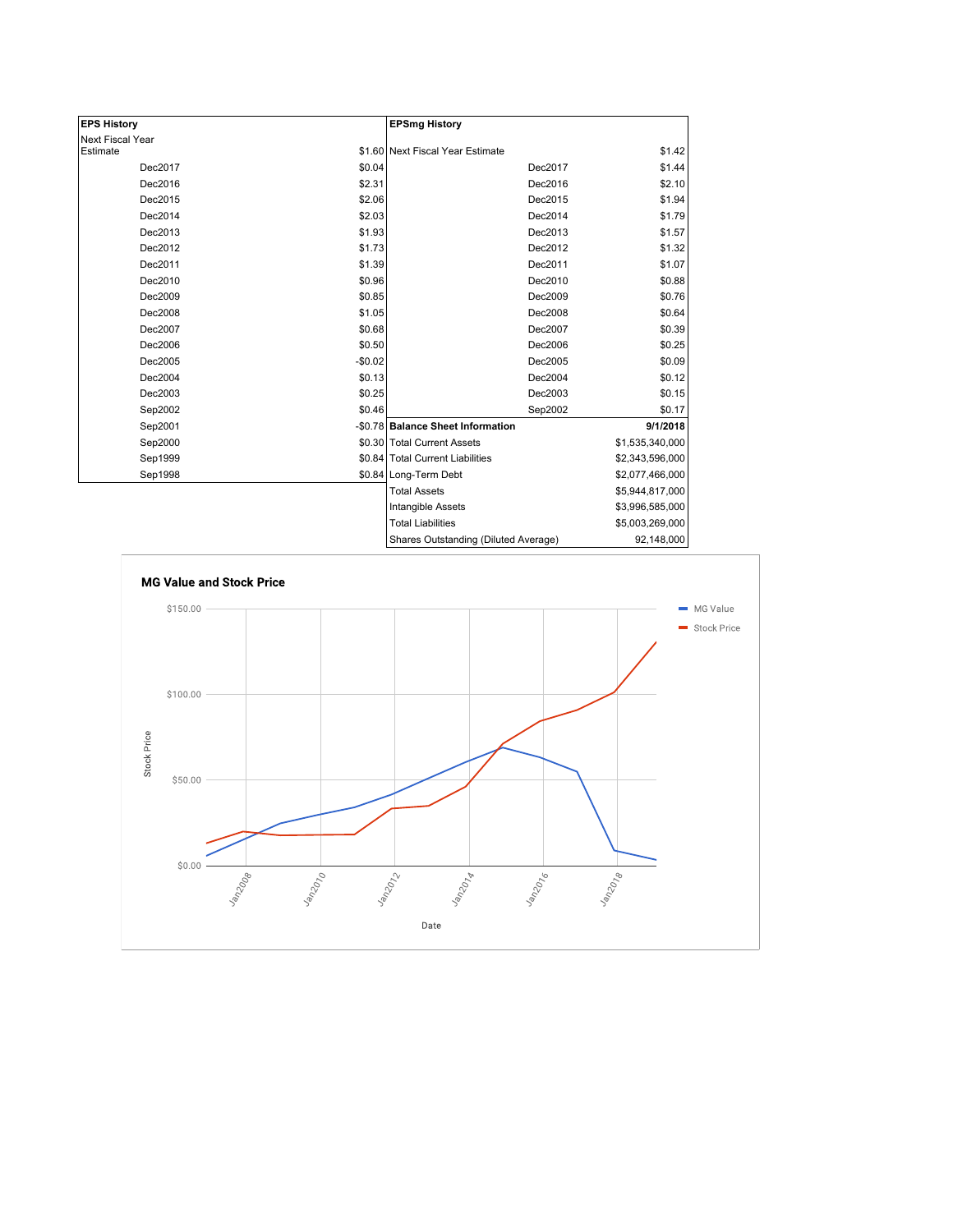| EPS History | |
|---|---|
| Next Fiscal Year Estimate | $1.60 |
| Dec2017 | $0.04 |
| Dec2016 | $2.31 |
| Dec2015 | $2.06 |
| Dec2014 | $2.03 |
| Dec2013 | $1.93 |
| Dec2012 | $1.73 |
| Dec2011 | $1.39 |
| Dec2010 | $0.96 |
| Dec2009 | $0.85 |
| Dec2008 | $1.05 |
| Dec2007 | $0.68 |
| Dec2006 | $0.50 |
| Dec2005 | -$0.02 |
| Dec2004 | $0.13 |
| Dec2003 | $0.25 |
| Sep2002 | $0.46 |
| Sep2001 | -$0.78 |
| Sep2000 | $0.30 |
| Sep1999 | $0.84 |
| Sep1998 | $0.84 |

| EPSmg History | |
|---|---|
| Next Fiscal Year Estimate | $1.42 |
| Dec2017 | $1.44 |
| Dec2016 | $2.10 |
| Dec2015 | $1.94 |
| Dec2014 | $1.79 |
| Dec2013 | $1.57 |
| Dec2012 | $1.32 |
| Dec2011 | $1.07 |
| Dec2010 | $0.88 |
| Dec2009 | $0.76 |
| Dec2008 | $0.64 |
| Dec2007 | $0.39 |
| Dec2006 | $0.25 |
| Dec2005 | $0.09 |
| Dec2004 | $0.12 |
| Dec2003 | $0.15 |
| Sep2002 | $0.17 |

| Balance Sheet Information | 9/1/2018 |
|---|---|
| Total Current Assets | $1,535,340,000 |
| Total Current Liabilities | $2,343,596,000 |
| Long-Term Debt | $2,077,466,000 |
| Total Assets | $5,944,817,000 |
| Intangible Assets | $3,996,585,000 |
| Total Liabilities | $5,003,269,000 |
| Shares Outstanding (Diluted Average) | 92,148,000 |

**MG Value and Stock Price**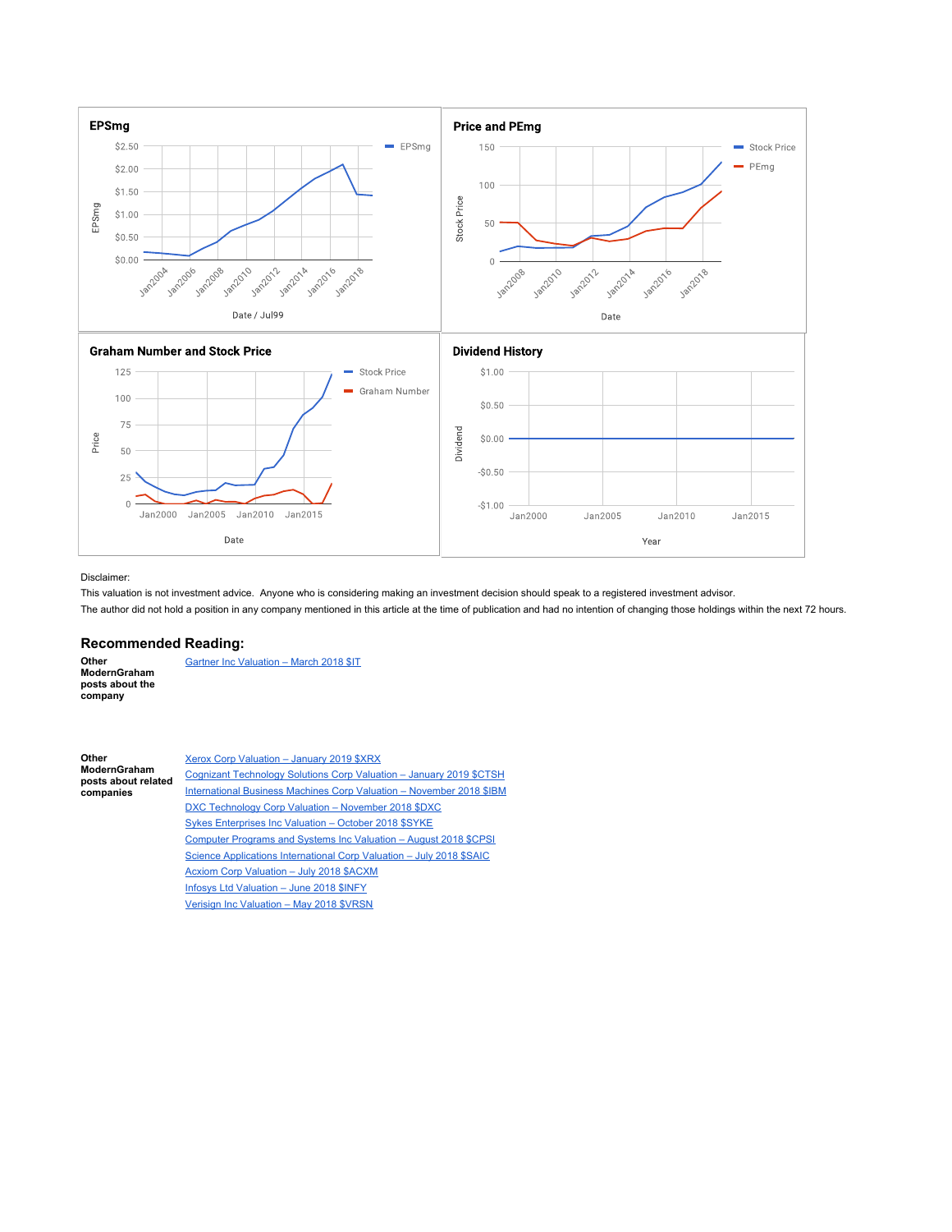**EPSmg**

EPSmg

$2.50
$2.00
$1.50
$1.00
$0.50
$0.00

Jan2004 Jan2006 Jan2008 Jan2010 Jan2012 Jan2014 Jan2016 Jan2018

Date / Jul99

**Price and PEmg**

Stock Price
PEmg

150
100
50
0

Stock Price

Jan2008 Jan2010 Jan2012 Jan2014 Jan2016 Jan2018

Date

**Graham Number and Stock Price**

Stock Price
Graham Number

125
100
75
50
25
0

Price

Jan2000 Jan2005 Jan2010 Jan2015

Date

**Dividend History**

$1.00
$0.50
$0.00
-$0.50
-$1.00

Dividend

Jan2000 Jan2005 Jan2010 Jan2015

Year

Disclaimer:

This valuation is not investment advice. Anyone who is considering making an investment decision should speak to a registered investment advisor.

The author did not hold a position in any company mentioned in this article at the time of publication and had no intention of changing those holdings within the next 72 hours.

## Recommended Reading:

| | |
|---|---|
| **Other ModernGraham posts about the company** | Gartner Inc Valuation – March 2018 $IT |
| **Other ModernGraham posts about related companies** | Xerox Corp Valuation – January 2019 $XRX<br>Cognizant Technology Solutions Corp Valuation – January 2019 $CTSH<br>International Business Machines Corp Valuation – November 2018 $IBM<br>DXC Technology Corp Valuation – November 2018 $DXC<br>Sykes Enterprises Inc Valuation – October 2018 $SYKE<br>Computer Programs and Systems Inc Valuation – August 2018 $CPSI<br>Science Applications International Corp Valuation – July 2018 $SAIC<br>Acxiom Corp Valuation – July 2018 $ACXM<br>Infosys Ltd Valuation – June 2018 $INFY<br>Verisign Inc Valuation – May 2018 $VRSN |